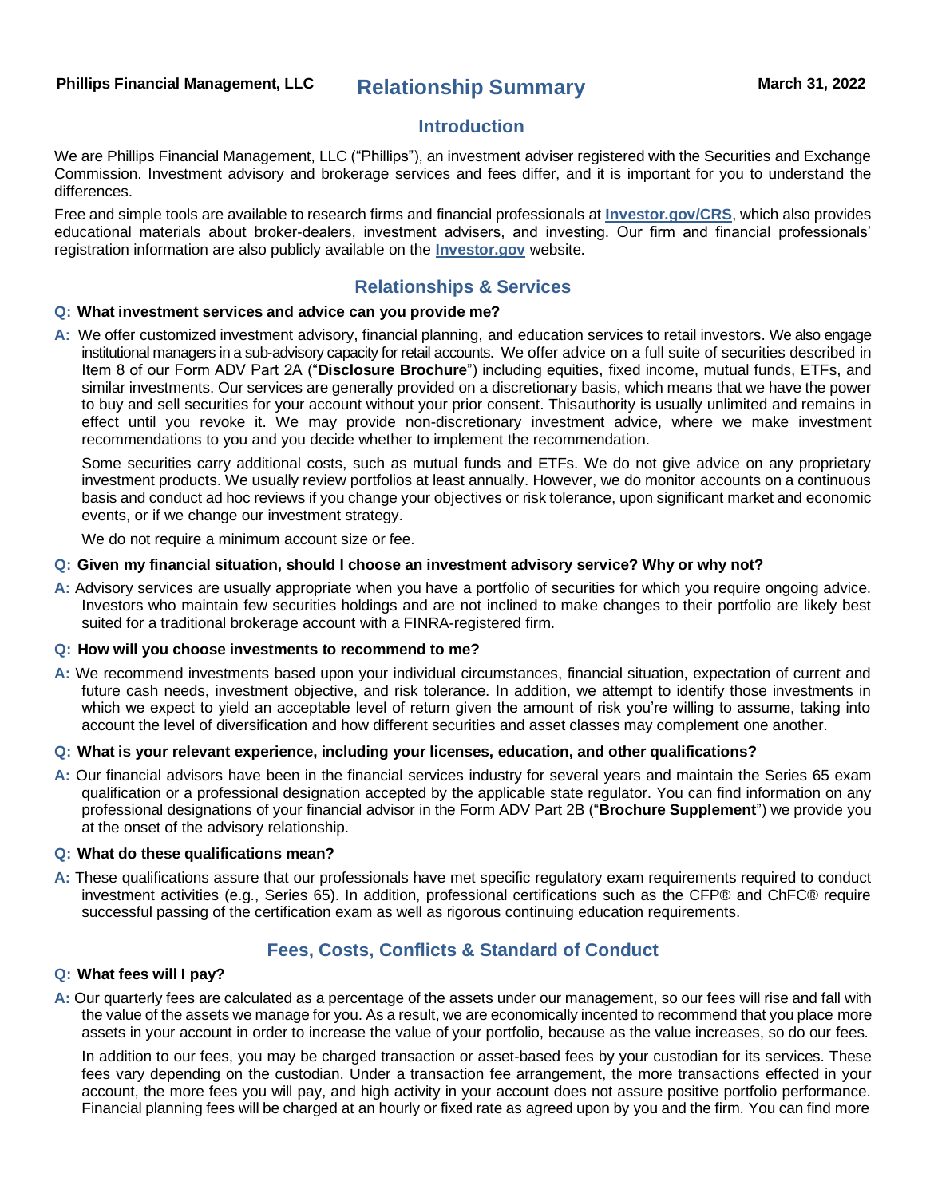**Phillips Financial Management, LLC** **March 31, 2022**

# Relationship Summary

## Introduction

We are Phillips Financial Management, LLC ("Phillips"), an investment adviser registered with the Securities and Exchange Commission. Investment advisory and brokerage services and fees differ, and it is important for you to understand the differences.

Free and simple tools are available to research firms and financial professionals at **[Investor.gov/CRS](Investor.gov/CRS)**, which also provides educational materials about broker-dealers, investment advisers, and investing. Our firm and financial professionals' registration information are also publicly available on the **[Investor.gov](Investor.gov)** website.

## Relationships & Services

**Q: What investment services and advice can you provide me?**

**A:** We offer customized investment advisory, financial planning, and education services to retail investors. We also engage institutional managers in a sub-advisory capacity for retail accounts. We offer advice on a full suite of securities described in Item 8 of our Form ADV Part 2A ("**Disclosure Brochure**") including equities, fixed income, mutual funds, ETFs, and similar investments. Our services are generally provided on a discretionary basis, which means that we have the power to buy and sell securities for your account without your prior consent. Thisauthority is usually unlimited and remains in effect until you revoke it. We may provide non-discretionary investment advice, where we make investment recommendations to you and you decide whether to implement the recommendation.

Some securities carry additional costs, such as mutual funds and ETFs. We do not give advice on any proprietary investment products. We usually review portfolios at least annually. However, we do monitor accounts on a continuous basis and conduct ad hoc reviews if you change your objectives or risk tolerance, upon significant market and economic events, or if we change our investment strategy.

We do not require a minimum account size or fee.

**Q: Given my financial situation, should I choose an investment advisory service? Why or why not?**

**A:** Advisory services are usually appropriate when you have a portfolio of securities for which you require ongoing advice. Investors who maintain few securities holdings and are not inclined to make changes to their portfolio are likely best suited for a traditional brokerage account with a FINRA-registered firm.

**Q: How will you choose investments to recommend to me?**

**A:** We recommend investments based upon your individual circumstances, financial situation, expectation of current and future cash needs, investment objective, and risk tolerance. In addition, we attempt to identify those investments in which we expect to yield an acceptable level of return given the amount of risk you're willing to assume, taking into account the level of diversification and how different securities and asset classes may complement one another.

**Q: What is your relevant experience, including your licenses, education, and other qualifications?**

**A:** Our financial advisors have been in the financial services industry for several years and maintain the Series 65 exam qualification or a professional designation accepted by the applicable state regulator. You can find information on any professional designations of your financial advisor in the Form ADV Part 2B ("**Brochure Supplement**") we provide you at the onset of the advisory relationship.

**Q: What do these qualifications mean?**

**A:** These qualifications assure that our professionals have met specific regulatory exam requirements required to conduct investment activities (e.g., Series 65). In addition, professional certifications such as the CFP® and ChFC® require successful passing of the certification exam as well as rigorous continuing education requirements.

## Fees, Costs, Conflicts & Standard of Conduct

**Q: What fees will I pay?**

**A:** Our quarterly fees are calculated as a percentage of the assets under our management, so our fees will rise and fall with the value of the assets we manage for you. As a result, we are economically incented to recommend that you place more assets in your account in order to increase the value of your portfolio, because as the value increases, so do our fees.

In addition to our fees, you may be charged transaction or asset-based fees by your custodian for its services. These fees vary depending on the custodian. Under a transaction fee arrangement, the more transactions effected in your account, the more fees you will pay, and high activity in your account does not assure positive portfolio performance. Financial planning fees will be charged at an hourly or fixed rate as agreed upon by you and the firm. You can find more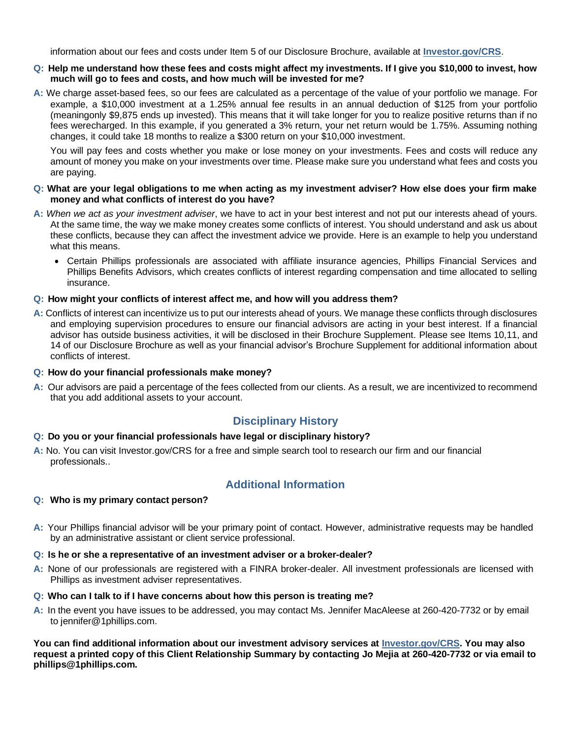information about our fees and costs under Item 5 of our Disclosure Brochure, available at **[Investor.gov/CRS](Investor.gov/CRS)**.

**Q: Help me understand how these fees and costs might affect my investments. If I give you $10,000 to invest, how much will go to fees and costs, and how much will be invested for me?**

**A:** We charge asset-based fees, so our fees are calculated as a percentage of the value of your portfolio we manage. For example, a $10,000 investment at a 1.25% annual fee results in an annual deduction of $125 from your portfolio (meaningonly $9,875 ends up invested). This means that it will take longer for you to realize positive returns than if no fees werecharged. In this example, if you generated a 3% return, your net return would be 1.75%. Assuming nothing changes, it could take 18 months to realize a $300 return on your $10,000 investment.

You will pay fees and costs whether you make or lose money on your investments. Fees and costs will reduce any amount of money you make on your investments over time. Please make sure you understand what fees and costs you are paying.

**Q: What are your legal obligations to me when acting as my investment adviser? How else does your firm make money and what conflicts of interest do you have?**

**A:** *When we act as your investment adviser*, we have to act in your best interest and not put our interests ahead of yours. At the same time, the way we make money creates some conflicts of interest. You should understand and ask us about these conflicts, because they can affect the investment advice we provide. Here is an example to help you understand what this means.

- Certain Phillips professionals are associated with affiliate insurance agencies, Phillips Financial Services and Phillips Benefits Advisors, which creates conflicts of interest regarding compensation and time allocated to selling insurance.

**Q: How might your conflicts of interest affect me, and how will you address them?**

**A:** Conflicts of interest can incentivize us to put our interests ahead of yours. We manage these conflicts through disclosures and employing supervision procedures to ensure our financial advisors are acting in your best interest. If a financial advisor has outside business activities, it will be disclosed in their Brochure Supplement. Please see Items 10,11, and 14 of our Disclosure Brochure as well as your financial advisor's Brochure Supplement for additional information about conflicts of interest.

**Q: How do your financial professionals make money?**

**A:** Our advisors are paid a percentage of the fees collected from our clients. As a result, we are incentivized to recommend that you add additional assets to your account.

## Disciplinary History

**Q: Do you or your financial professionals have legal or disciplinary history?**

**A:** No. You can visit Investor.gov/CRS for a free and simple search tool to research our firm and our financial professionals..

## Additional Information

**Q: Who is my primary contact person?**

**A:** Your Phillips financial advisor will be your primary point of contact. However, administrative requests may be handled by an administrative assistant or client service professional.

**Q: Is he or she a representative of an investment adviser or a broker-dealer?**

**A:** None of our professionals are registered with a FINRA broker-dealer. All investment professionals are licensed with Phillips as investment adviser representatives.

**Q: Who can I talk to if I have concerns about how this person is treating me?**

**A:** In the event you have issues to be addressed, you may contact Ms. Jennifer MacAleese at 260-420-7732 or by email to jennifer@1phillips.com.

**You can find additional information about our investment advisory services at [Investor.gov/CRS](Investor.gov/CRS). You may also request a printed copy of this Client Relationship Summary by contacting Jo Mejia at 260-420-7732 or via email to phillips@1phillips.com.**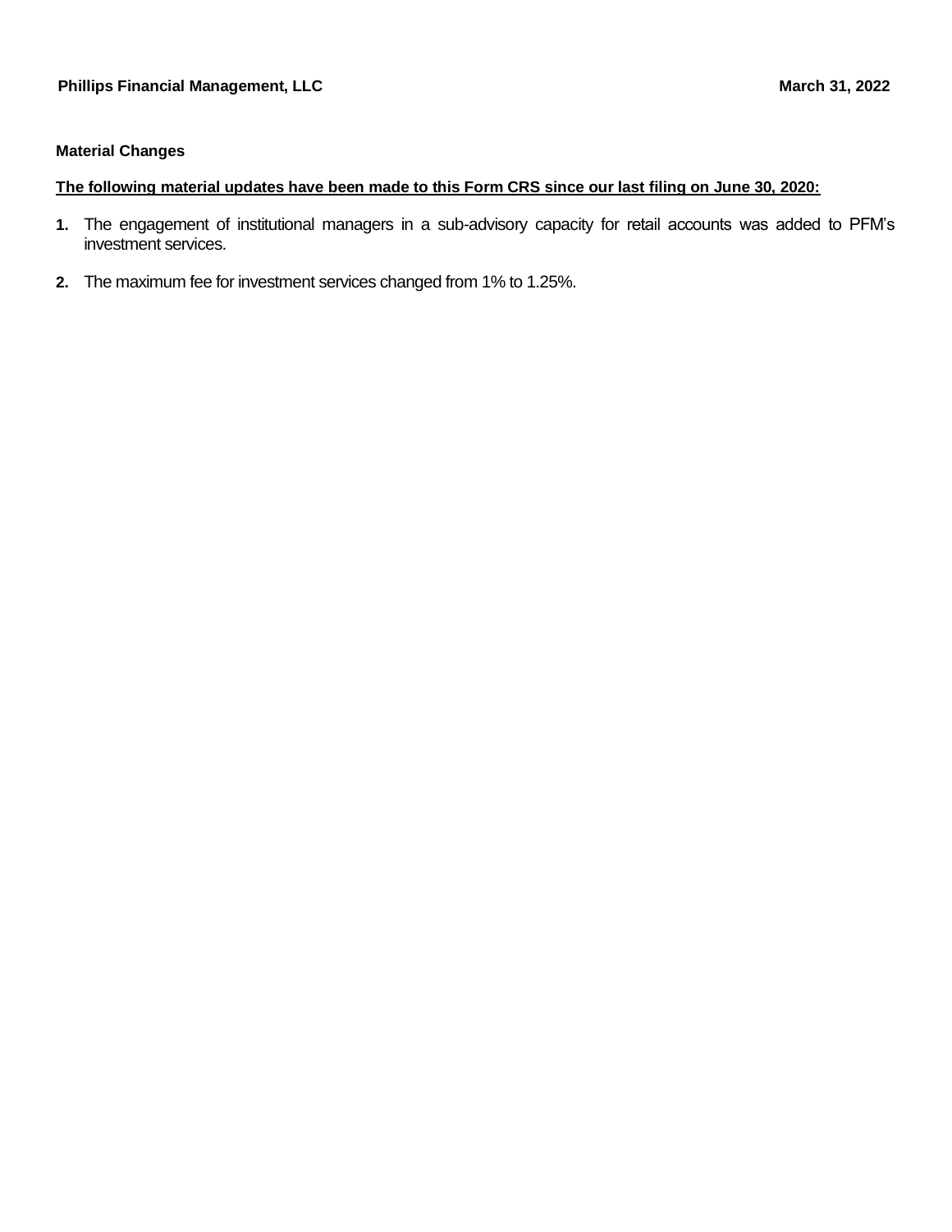**Material Changes**

**The following material updates have been made to this Form CRS since our last filing on June 30, 2020:**

1. The engagement of institutional managers in a sub-advisory capacity for retail accounts was added to PFM's investment services.

2. The maximum fee for investment services changed from 1% to 1.25%.